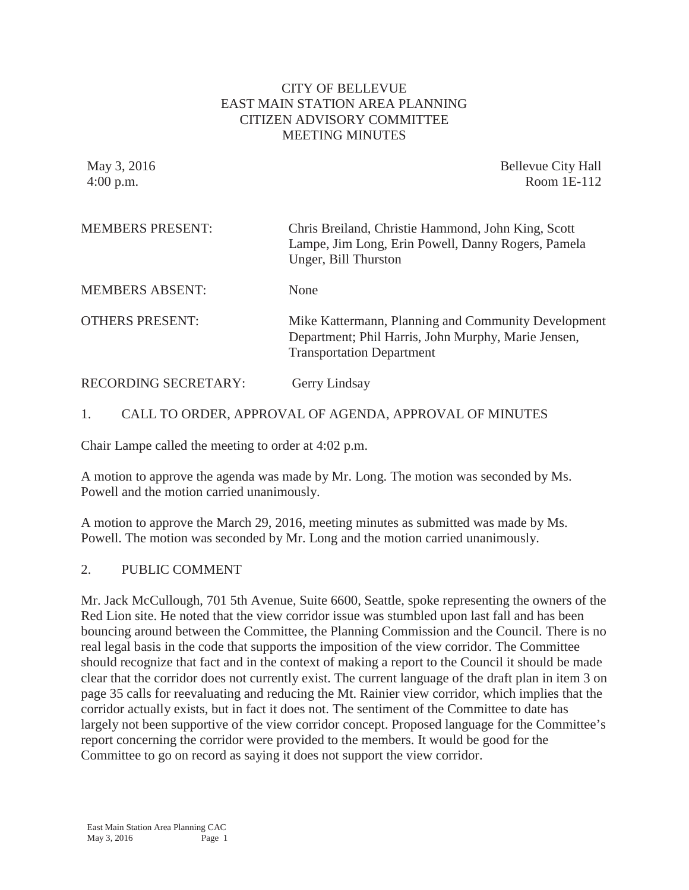# CITY OF BELLEVUE
# EAST MAIN STATION AREA PLANNING
# CITIZEN ADVISORY COMMITTEE
# MEETING MINUTES

May 3, 2016
4:00 p.m.

Bellevue City Hall
Room 1E-112

| | |
|---|---|
| MEMBERS PRESENT: | Chris Breiland, Christie Hammond, John King, Scott Lampe, Jim Long, Erin Powell, Danny Rogers, Pamela Unger, Bill Thurston |
| MEMBERS ABSENT: | None |
| OTHERS PRESENT: | Mike Kattermann, Planning and Community Development Department; Phil Harris, John Murphy, Marie Jensen, Transportation Department |
| RECORDING SECRETARY: | Gerry Lindsay |

## 1. CALL TO ORDER, APPROVAL OF AGENDA, APPROVAL OF MINUTES

Chair Lampe called the meeting to order at 4:02 p.m.

A motion to approve the agenda was made by Mr. Long. The motion was seconded by Ms. Powell and the motion carried unanimously.

A motion to approve the March 29, 2016, meeting minutes as submitted was made by Ms. Powell. The motion was seconded by Mr. Long and the motion carried unanimously.

## 2. PUBLIC COMMENT

Mr. Jack McCullough, 701 5th Avenue, Suite 6600, Seattle, spoke representing the owners of the Red Lion site. He noted that the view corridor issue was stumbled upon last fall and has been bouncing around between the Committee, the Planning Commission and the Council. There is no real legal basis in the code that supports the imposition of the view corridor. The Committee should recognize that fact and in the context of making a report to the Council it should be made clear that the corridor does not currently exist. The current language of the draft plan in item 3 on page 35 calls for reevaluating and reducing the Mt. Rainier view corridor, which implies that the corridor actually exists, but in fact it does not. The sentiment of the Committee to date has largely not been supportive of the view corridor concept. Proposed language for the Committee's report concerning the corridor were provided to the members. It would be good for the Committee to go on record as saying it does not support the view corridor.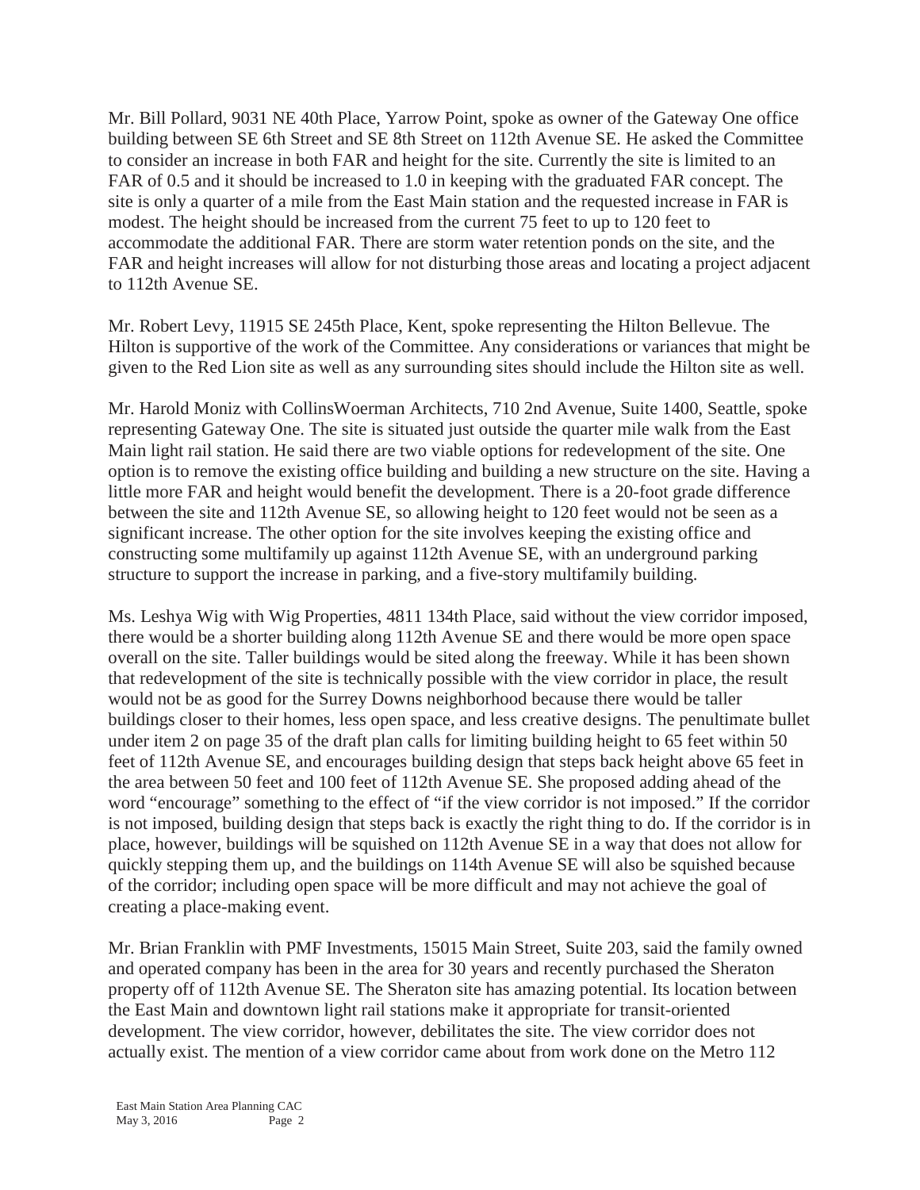Mr. Bill Pollard, 9031 NE 40th Place, Yarrow Point, spoke as owner of the Gateway One office building between SE 6th Street and SE 8th Street on 112th Avenue SE. He asked the Committee to consider an increase in both FAR and height for the site. Currently the site is limited to an FAR of 0.5 and it should be increased to 1.0 in keeping with the graduated FAR concept. The site is only a quarter of a mile from the East Main station and the requested increase in FAR is modest. The height should be increased from the current 75 feet to up to 120 feet to accommodate the additional FAR. There are storm water retention ponds on the site, and the FAR and height increases will allow for not disturbing those areas and locating a project adjacent to 112th Avenue SE.

Mr. Robert Levy, 11915 SE 245th Place, Kent, spoke representing the Hilton Bellevue. The Hilton is supportive of the work of the Committee. Any considerations or variances that might be given to the Red Lion site as well as any surrounding sites should include the Hilton site as well.

Mr. Harold Moniz with CollinsWoerman Architects, 710 2nd Avenue, Suite 1400, Seattle, spoke representing Gateway One. The site is situated just outside the quarter mile walk from the East Main light rail station. He said there are two viable options for redevelopment of the site. One option is to remove the existing office building and building a new structure on the site. Having a little more FAR and height would benefit the development. There is a 20-foot grade difference between the site and 112th Avenue SE, so allowing height to 120 feet would not be seen as a significant increase. The other option for the site involves keeping the existing office and constructing some multifamily up against 112th Avenue SE, with an underground parking structure to support the increase in parking, and a five-story multifamily building.

Ms. Leshya Wig with Wig Properties, 4811 134th Place, said without the view corridor imposed, there would be a shorter building along 112th Avenue SE and there would be more open space overall on the site. Taller buildings would be sited along the freeway. While it has been shown that redevelopment of the site is technically possible with the view corridor in place, the result would not be as good for the Surrey Downs neighborhood because there would be taller buildings closer to their homes, less open space, and less creative designs. The penultimate bullet under item 2 on page 35 of the draft plan calls for limiting building height to 65 feet within 50 feet of 112th Avenue SE, and encourages building design that steps back height above 65 feet in the area between 50 feet and 100 feet of 112th Avenue SE. She proposed adding ahead of the word "encourage" something to the effect of "if the view corridor is not imposed." If the corridor is not imposed, building design that steps back is exactly the right thing to do. If the corridor is in place, however, buildings will be squished on 112th Avenue SE in a way that does not allow for quickly stepping them up, and the buildings on 114th Avenue SE will also be squished because of the corridor; including open space will be more difficult and may not achieve the goal of creating a place-making event.

Mr. Brian Franklin with PMF Investments, 15015 Main Street, Suite 203, said the family owned and operated company has been in the area for 30 years and recently purchased the Sheraton property off of 112th Avenue SE. The Sheraton site has amazing potential. Its location between the East Main and downtown light rail stations make it appropriate for transit-oriented development. The view corridor, however, debilitates the site. The view corridor does not actually exist. The mention of a view corridor came about from work done on the Metro 112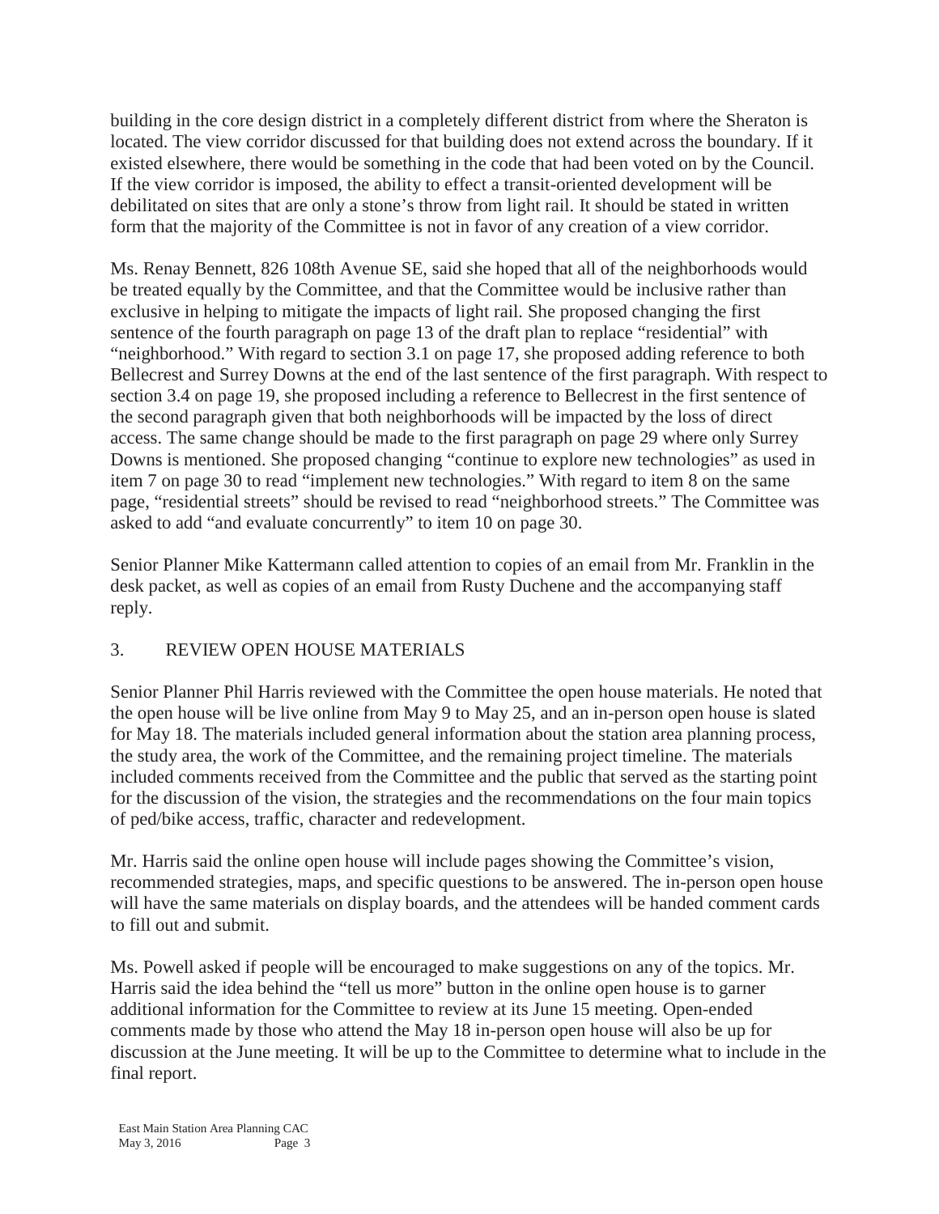building in the core design district in a completely different district from where the Sheraton is located. The view corridor discussed for that building does not extend across the boundary. If it existed elsewhere, there would be something in the code that had been voted on by the Council. If the view corridor is imposed, the ability to effect a transit-oriented development will be debilitated on sites that are only a stone's throw from light rail. It should be stated in written form that the majority of the Committee is not in favor of any creation of a view corridor.

Ms. Renay Bennett, 826 108th Avenue SE, said she hoped that all of the neighborhoods would be treated equally by the Committee, and that the Committee would be inclusive rather than exclusive in helping to mitigate the impacts of light rail. She proposed changing the first sentence of the fourth paragraph on page 13 of the draft plan to replace "residential" with "neighborhood." With regard to section 3.1 on page 17, she proposed adding reference to both Bellecrest and Surrey Downs at the end of the last sentence of the first paragraph. With respect to section 3.4 on page 19, she proposed including a reference to Bellecrest in the first sentence of the second paragraph given that both neighborhoods will be impacted by the loss of direct access. The same change should be made to the first paragraph on page 29 where only Surrey Downs is mentioned. She proposed changing "continue to explore new technologies" as used in item 7 on page 30 to read "implement new technologies." With regard to item 8 on the same page, "residential streets" should be revised to read "neighborhood streets." The Committee was asked to add "and evaluate concurrently" to item 10 on page 30.

Senior Planner Mike Kattermann called attention to copies of an email from Mr. Franklin in the desk packet, as well as copies of an email from Rusty Duchene and the accompanying staff reply.

3. REVIEW OPEN HOUSE MATERIALS

Senior Planner Phil Harris reviewed with the Committee the open house materials. He noted that the open house will be live online from May 9 to May 25, and an in-person open house is slated for May 18. The materials included general information about the station area planning process, the study area, the work of the Committee, and the remaining project timeline. The materials included comments received from the Committee and the public that served as the starting point for the discussion of the vision, the strategies and the recommendations on the four main topics of ped/bike access, traffic, character and redevelopment.

Mr. Harris said the online open house will include pages showing the Committee's vision, recommended strategies, maps, and specific questions to be answered. The in-person open house will have the same materials on display boards, and the attendees will be handed comment cards to fill out and submit.

Ms. Powell asked if people will be encouraged to make suggestions on any of the topics. Mr. Harris said the idea behind the "tell us more" button in the online open house is to garner additional information for the Committee to review at its June 15 meeting. Open-ended comments made by those who attend the May 18 in-person open house will also be up for discussion at the June meeting. It will be up to the Committee to determine what to include in the final report.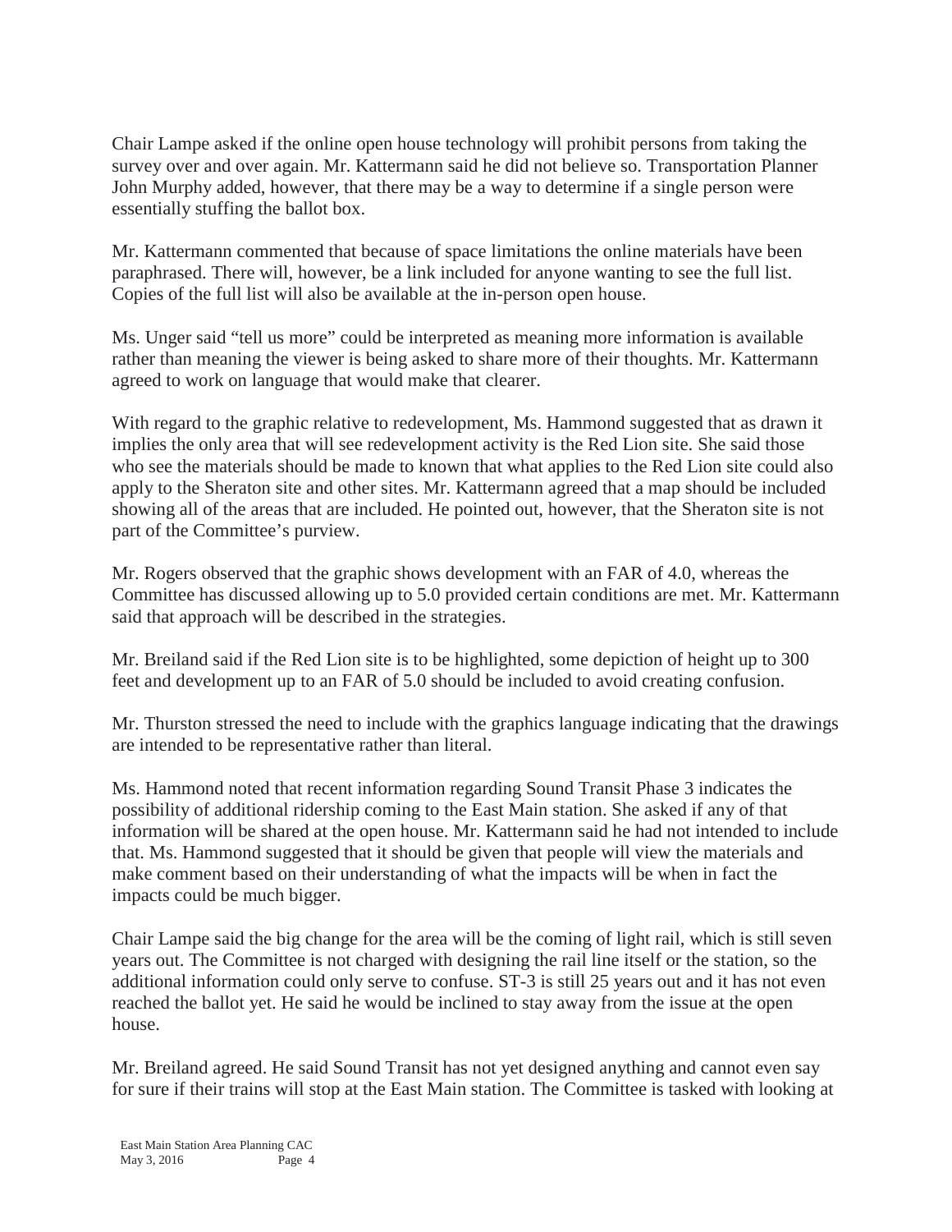Chair Lampe asked if the online open house technology will prohibit persons from taking the survey over and over again. Mr. Kattermann said he did not believe so. Transportation Planner John Murphy added, however, that there may be a way to determine if a single person were essentially stuffing the ballot box.

Mr. Kattermann commented that because of space limitations the online materials have been paraphrased. There will, however, be a link included for anyone wanting to see the full list. Copies of the full list will also be available at the in-person open house.

Ms. Unger said "tell us more" could be interpreted as meaning more information is available rather than meaning the viewer is being asked to share more of their thoughts. Mr. Kattermann agreed to work on language that would make that clearer.

With regard to the graphic relative to redevelopment, Ms. Hammond suggested that as drawn it implies the only area that will see redevelopment activity is the Red Lion site. She said those who see the materials should be made to known that what applies to the Red Lion site could also apply to the Sheraton site and other sites. Mr. Kattermann agreed that a map should be included showing all of the areas that are included. He pointed out, however, that the Sheraton site is not part of the Committee's purview.

Mr. Rogers observed that the graphic shows development with an FAR of 4.0, whereas the Committee has discussed allowing up to 5.0 provided certain conditions are met. Mr. Kattermann said that approach will be described in the strategies.

Mr. Breiland said if the Red Lion site is to be highlighted, some depiction of height up to 300 feet and development up to an FAR of 5.0 should be included to avoid creating confusion.

Mr. Thurston stressed the need to include with the graphics language indicating that the drawings are intended to be representative rather than literal.

Ms. Hammond noted that recent information regarding Sound Transit Phase 3 indicates the possibility of additional ridership coming to the East Main station. She asked if any of that information will be shared at the open house. Mr. Kattermann said he had not intended to include that. Ms. Hammond suggested that it should be given that people will view the materials and make comment based on their understanding of what the impacts will be when in fact the impacts could be much bigger.

Chair Lampe said the big change for the area will be the coming of light rail, which is still seven years out. The Committee is not charged with designing the rail line itself or the station, so the additional information could only serve to confuse. ST-3 is still 25 years out and it has not even reached the ballot yet. He said he would be inclined to stay away from the issue at the open house.

Mr. Breiland agreed. He said Sound Transit has not yet designed anything and cannot even say for sure if their trains will stop at the East Main station. The Committee is tasked with looking at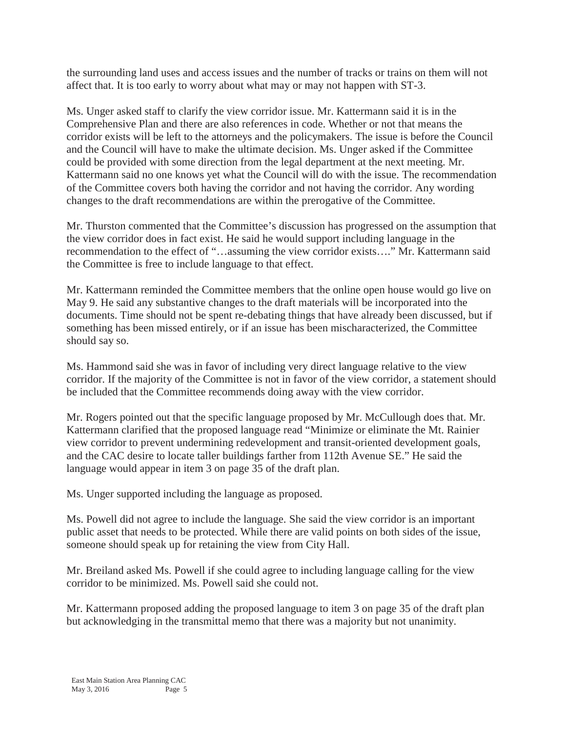the surrounding land uses and access issues and the number of tracks or trains on them will not affect that. It is too early to worry about what may or may not happen with ST-3.

Ms. Unger asked staff to clarify the view corridor issue. Mr. Kattermann said it is in the Comprehensive Plan and there are also references in code. Whether or not that means the corridor exists will be left to the attorneys and the policymakers. The issue is before the Council and the Council will have to make the ultimate decision. Ms. Unger asked if the Committee could be provided with some direction from the legal department at the next meeting. Mr. Kattermann said no one knows yet what the Council will do with the issue. The recommendation of the Committee covers both having the corridor and not having the corridor. Any wording changes to the draft recommendations are within the prerogative of the Committee.

Mr. Thurston commented that the Committee's discussion has progressed on the assumption that the view corridor does in fact exist. He said he would support including language in the recommendation to the effect of "…assuming the view corridor exists…." Mr. Kattermann said the Committee is free to include language to that effect.

Mr. Kattermann reminded the Committee members that the online open house would go live on May 9. He said any substantive changes to the draft materials will be incorporated into the documents. Time should not be spent re-debating things that have already been discussed, but if something has been missed entirely, or if an issue has been mischaracterized, the Committee should say so.

Ms. Hammond said she was in favor of including very direct language relative to the view corridor. If the majority of the Committee is not in favor of the view corridor, a statement should be included that the Committee recommends doing away with the view corridor.

Mr. Rogers pointed out that the specific language proposed by Mr. McCullough does that. Mr. Kattermann clarified that the proposed language read "Minimize or eliminate the Mt. Rainier view corridor to prevent undermining redevelopment and transit-oriented development goals, and the CAC desire to locate taller buildings farther from 112th Avenue SE." He said the language would appear in item 3 on page 35 of the draft plan.

Ms. Unger supported including the language as proposed.

Ms. Powell did not agree to include the language. She said the view corridor is an important public asset that needs to be protected. While there are valid points on both sides of the issue, someone should speak up for retaining the view from City Hall.

Mr. Breiland asked Ms. Powell if she could agree to including language calling for the view corridor to be minimized. Ms. Powell said she could not.

Mr. Kattermann proposed adding the proposed language to item 3 on page 35 of the draft plan but acknowledging in the transmittal memo that there was a majority but not unanimity.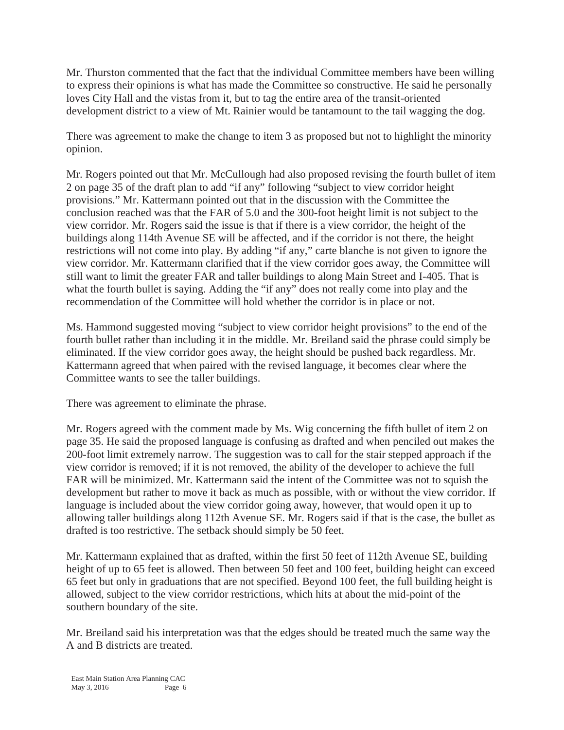Mr. Thurston commented that the fact that the individual Committee members have been willing to express their opinions is what has made the Committee so constructive. He said he personally loves City Hall and the vistas from it, but to tag the entire area of the transit-oriented development district to a view of Mt. Rainier would be tantamount to the tail wagging the dog.

There was agreement to make the change to item 3 as proposed but not to highlight the minority opinion.

Mr. Rogers pointed out that Mr. McCullough had also proposed revising the fourth bullet of item 2 on page 35 of the draft plan to add "if any" following "subject to view corridor height provisions." Mr. Kattermann pointed out that in the discussion with the Committee the conclusion reached was that the FAR of 5.0 and the 300-foot height limit is not subject to the view corridor. Mr. Rogers said the issue is that if there is a view corridor, the height of the buildings along 114th Avenue SE will be affected, and if the corridor is not there, the height restrictions will not come into play. By adding "if any," carte blanche is not given to ignore the view corridor. Mr. Kattermann clarified that if the view corridor goes away, the Committee will still want to limit the greater FAR and taller buildings to along Main Street and I-405. That is what the fourth bullet is saying. Adding the "if any" does not really come into play and the recommendation of the Committee will hold whether the corridor is in place or not.

Ms. Hammond suggested moving "subject to view corridor height provisions" to the end of the fourth bullet rather than including it in the middle. Mr. Breiland said the phrase could simply be eliminated. If the view corridor goes away, the height should be pushed back regardless. Mr. Kattermann agreed that when paired with the revised language, it becomes clear where the Committee wants to see the taller buildings.

There was agreement to eliminate the phrase.

Mr. Rogers agreed with the comment made by Ms. Wig concerning the fifth bullet of item 2 on page 35. He said the proposed language is confusing as drafted and when penciled out makes the 200-foot limit extremely narrow. The suggestion was to call for the stair stepped approach if the view corridor is removed; if it is not removed, the ability of the developer to achieve the full FAR will be minimized. Mr. Kattermann said the intent of the Committee was not to squish the development but rather to move it back as much as possible, with or without the view corridor. If language is included about the view corridor going away, however, that would open it up to allowing taller buildings along 112th Avenue SE. Mr. Rogers said if that is the case, the bullet as drafted is too restrictive. The setback should simply be 50 feet.

Mr. Kattermann explained that as drafted, within the first 50 feet of 112th Avenue SE, building height of up to 65 feet is allowed. Then between 50 feet and 100 feet, building height can exceed 65 feet but only in graduations that are not specified. Beyond 100 feet, the full building height is allowed, subject to the view corridor restrictions, which hits at about the mid-point of the southern boundary of the site.

Mr. Breiland said his interpretation was that the edges should be treated much the same way the A and B districts are treated.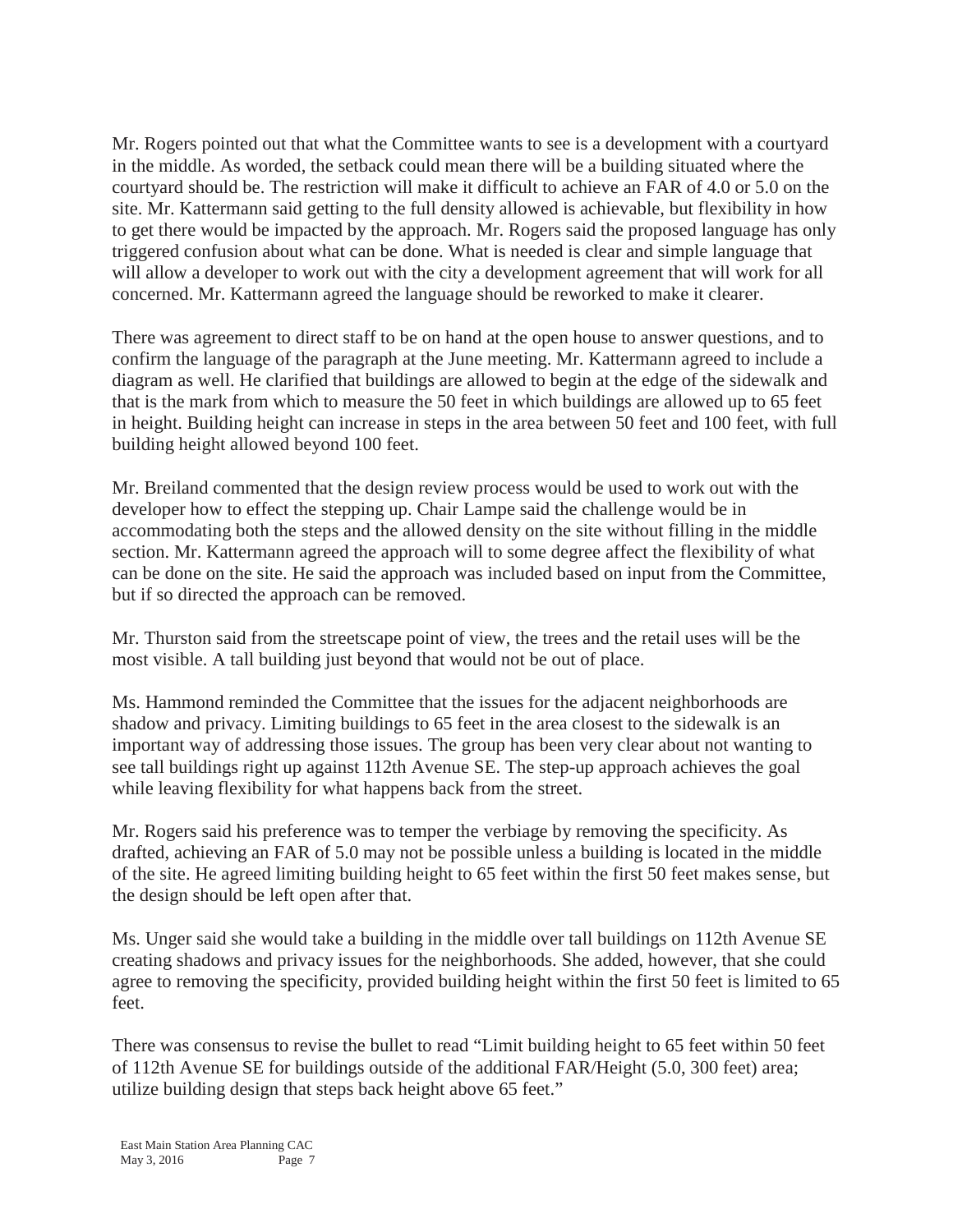Mr. Rogers pointed out that what the Committee wants to see is a development with a courtyard in the middle. As worded, the setback could mean there will be a building situated where the courtyard should be. The restriction will make it difficult to achieve an FAR of 4.0 or 5.0 on the site. Mr. Kattermann said getting to the full density allowed is achievable, but flexibility in how to get there would be impacted by the approach. Mr. Rogers said the proposed language has only triggered confusion about what can be done. What is needed is clear and simple language that will allow a developer to work out with the city a development agreement that will work for all concerned. Mr. Kattermann agreed the language should be reworked to make it clearer.

There was agreement to direct staff to be on hand at the open house to answer questions, and to confirm the language of the paragraph at the June meeting. Mr. Kattermann agreed to include a diagram as well. He clarified that buildings are allowed to begin at the edge of the sidewalk and that is the mark from which to measure the 50 feet in which buildings are allowed up to 65 feet in height. Building height can increase in steps in the area between 50 feet and 100 feet, with full building height allowed beyond 100 feet.

Mr. Breiland commented that the design review process would be used to work out with the developer how to effect the stepping up. Chair Lampe said the challenge would be in accommodating both the steps and the allowed density on the site without filling in the middle section. Mr. Kattermann agreed the approach will to some degree affect the flexibility of what can be done on the site. He said the approach was included based on input from the Committee, but if so directed the approach can be removed.

Mr. Thurston said from the streetscape point of view, the trees and the retail uses will be the most visible. A tall building just beyond that would not be out of place.

Ms. Hammond reminded the Committee that the issues for the adjacent neighborhoods are shadow and privacy. Limiting buildings to 65 feet in the area closest to the sidewalk is an important way of addressing those issues. The group has been very clear about not wanting to see tall buildings right up against 112th Avenue SE. The step-up approach achieves the goal while leaving flexibility for what happens back from the street.

Mr. Rogers said his preference was to temper the verbiage by removing the specificity. As drafted, achieving an FAR of 5.0 may not be possible unless a building is located in the middle of the site. He agreed limiting building height to 65 feet within the first 50 feet makes sense, but the design should be left open after that.

Ms. Unger said she would take a building in the middle over tall buildings on 112th Avenue SE creating shadows and privacy issues for the neighborhoods. She added, however, that she could agree to removing the specificity, provided building height within the first 50 feet is limited to 65 feet.

There was consensus to revise the bullet to read "Limit building height to 65 feet within 50 feet of 112th Avenue SE for buildings outside of the additional FAR/Height (5.0, 300 feet) area; utilize building design that steps back height above 65 feet."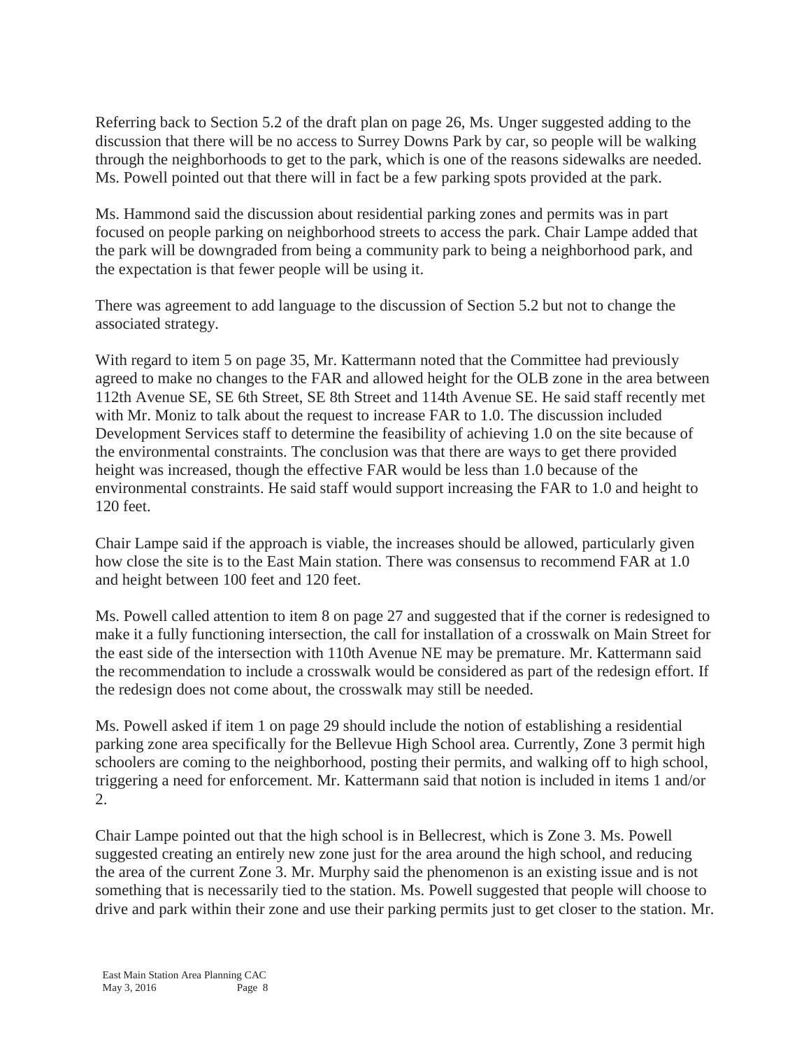Referring back to Section 5.2 of the draft plan on page 26, Ms. Unger suggested adding to the discussion that there will be no access to Surrey Downs Park by car, so people will be walking through the neighborhoods to get to the park, which is one of the reasons sidewalks are needed. Ms. Powell pointed out that there will in fact be a few parking spots provided at the park.

Ms. Hammond said the discussion about residential parking zones and permits was in part focused on people parking on neighborhood streets to access the park. Chair Lampe added that the park will be downgraded from being a community park to being a neighborhood park, and the expectation is that fewer people will be using it.

There was agreement to add language to the discussion of Section 5.2 but not to change the associated strategy.

With regard to item 5 on page 35, Mr. Kattermann noted that the Committee had previously agreed to make no changes to the FAR and allowed height for the OLB zone in the area between 112th Avenue SE, SE 6th Street, SE 8th Street and 114th Avenue SE. He said staff recently met with Mr. Moniz to talk about the request to increase FAR to 1.0. The discussion included Development Services staff to determine the feasibility of achieving 1.0 on the site because of the environmental constraints. The conclusion was that there are ways to get there provided height was increased, though the effective FAR would be less than 1.0 because of the environmental constraints. He said staff would support increasing the FAR to 1.0 and height to 120 feet.

Chair Lampe said if the approach is viable, the increases should be allowed, particularly given how close the site is to the East Main station. There was consensus to recommend FAR at 1.0 and height between 100 feet and 120 feet.

Ms. Powell called attention to item 8 on page 27 and suggested that if the corner is redesigned to make it a fully functioning intersection, the call for installation of a crosswalk on Main Street for the east side of the intersection with 110th Avenue NE may be premature. Mr. Kattermann said the recommendation to include a crosswalk would be considered as part of the redesign effort. If the redesign does not come about, the crosswalk may still be needed.

Ms. Powell asked if item 1 on page 29 should include the notion of establishing a residential parking zone area specifically for the Bellevue High School area. Currently, Zone 3 permit high schoolers are coming to the neighborhood, posting their permits, and walking off to high school, triggering a need for enforcement. Mr. Kattermann said that notion is included in items 1 and/or 2.

Chair Lampe pointed out that the high school is in Bellecrest, which is Zone 3. Ms. Powell suggested creating an entirely new zone just for the area around the high school, and reducing the area of the current Zone 3. Mr. Murphy said the phenomenon is an existing issue and is not something that is necessarily tied to the station. Ms. Powell suggested that people will choose to drive and park within their zone and use their parking permits just to get closer to the station. Mr.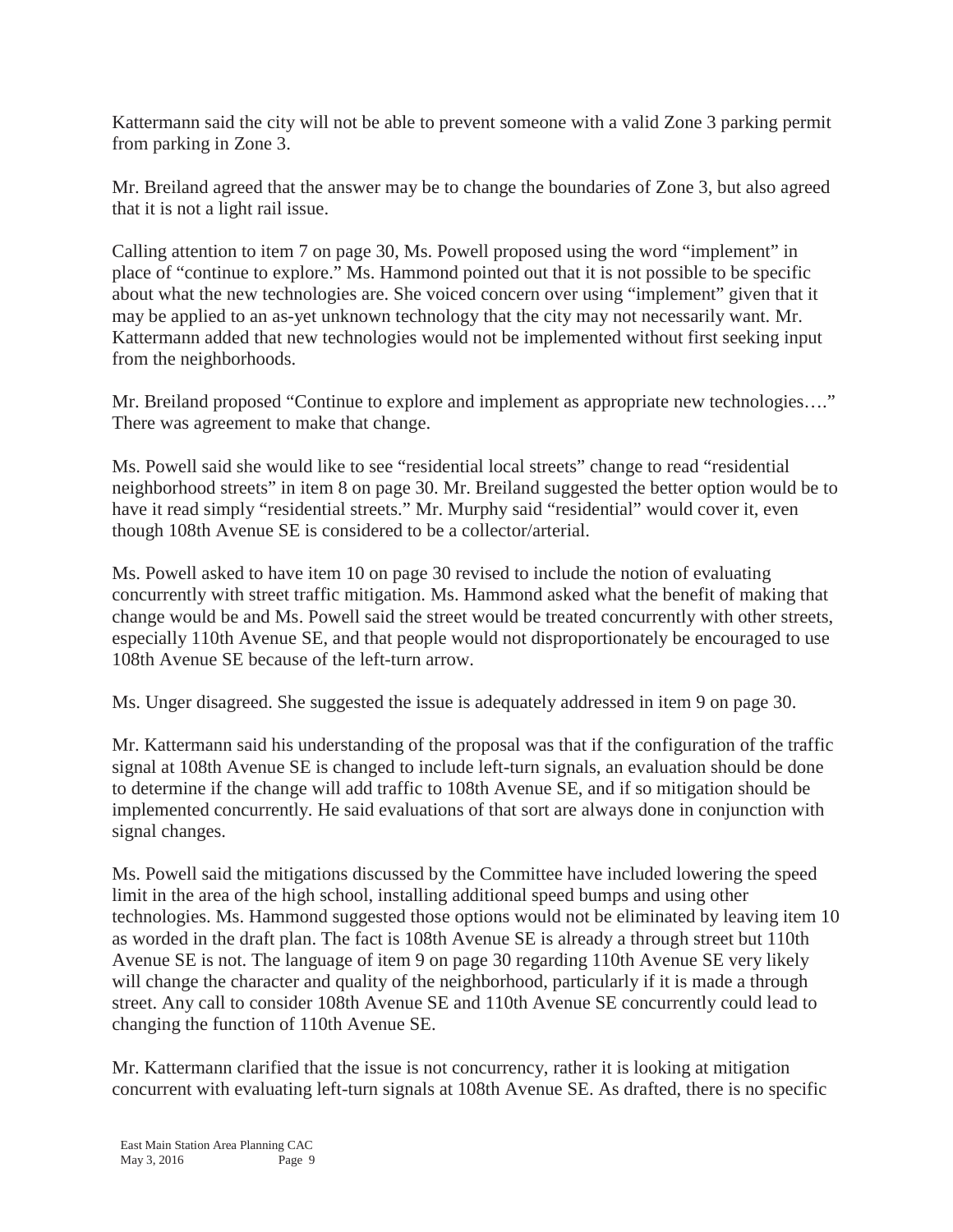Kattermann said the city will not be able to prevent someone with a valid Zone 3 parking permit from parking in Zone 3.

Mr. Breiland agreed that the answer may be to change the boundaries of Zone 3, but also agreed that it is not a light rail issue.

Calling attention to item 7 on page 30, Ms. Powell proposed using the word "implement" in place of "continue to explore." Ms. Hammond pointed out that it is not possible to be specific about what the new technologies are. She voiced concern over using "implement" given that it may be applied to an as-yet unknown technology that the city may not necessarily want. Mr. Kattermann added that new technologies would not be implemented without first seeking input from the neighborhoods.

Mr. Breiland proposed "Continue to explore and implement as appropriate new technologies…." There was agreement to make that change.

Ms. Powell said she would like to see "residential local streets" change to read "residential neighborhood streets" in item 8 on page 30. Mr. Breiland suggested the better option would be to have it read simply "residential streets." Mr. Murphy said "residential" would cover it, even though 108th Avenue SE is considered to be a collector/arterial.

Ms. Powell asked to have item 10 on page 30 revised to include the notion of evaluating concurrently with street traffic mitigation. Ms. Hammond asked what the benefit of making that change would be and Ms. Powell said the street would be treated concurrently with other streets, especially 110th Avenue SE, and that people would not disproportionately be encouraged to use 108th Avenue SE because of the left-turn arrow.

Ms. Unger disagreed. She suggested the issue is adequately addressed in item 9 on page 30.

Mr. Kattermann said his understanding of the proposal was that if the configuration of the traffic signal at 108th Avenue SE is changed to include left-turn signals, an evaluation should be done to determine if the change will add traffic to 108th Avenue SE, and if so mitigation should be implemented concurrently. He said evaluations of that sort are always done in conjunction with signal changes.

Ms. Powell said the mitigations discussed by the Committee have included lowering the speed limit in the area of the high school, installing additional speed bumps and using other technologies. Ms. Hammond suggested those options would not be eliminated by leaving item 10 as worded in the draft plan. The fact is 108th Avenue SE is already a through street but 110th Avenue SE is not. The language of item 9 on page 30 regarding 110th Avenue SE very likely will change the character and quality of the neighborhood, particularly if it is made a through street. Any call to consider 108th Avenue SE and 110th Avenue SE concurrently could lead to changing the function of 110th Avenue SE.

Mr. Kattermann clarified that the issue is not concurrency, rather it is looking at mitigation concurrent with evaluating left-turn signals at 108th Avenue SE. As drafted, there is no specific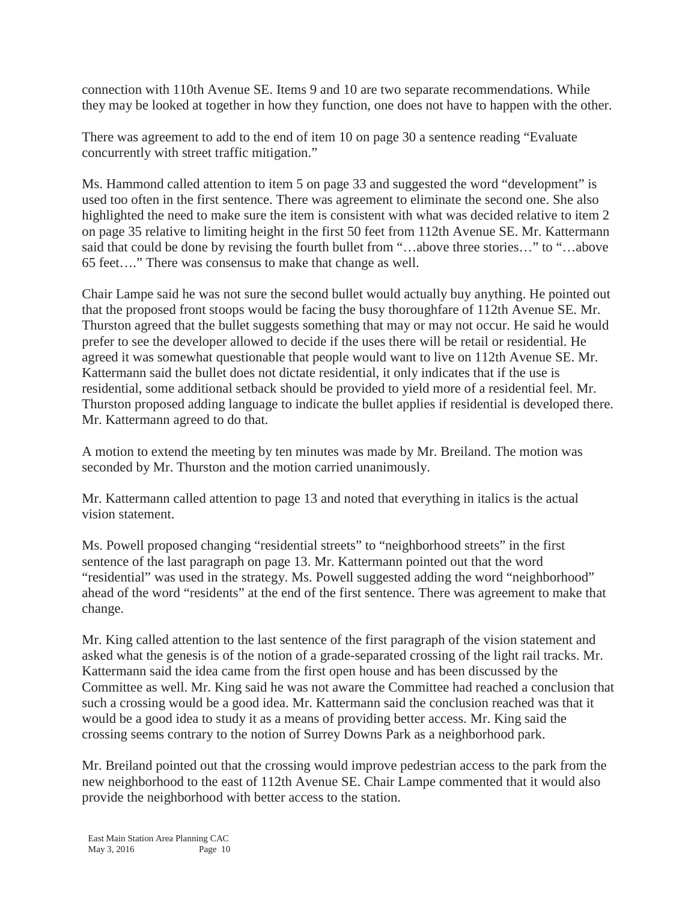connection with 110th Avenue SE. Items 9 and 10 are two separate recommendations. While they may be looked at together in how they function, one does not have to happen with the other.

There was agreement to add to the end of item 10 on page 30 a sentence reading "Evaluate concurrently with street traffic mitigation."

Ms. Hammond called attention to item 5 on page 33 and suggested the word "development" is used too often in the first sentence. There was agreement to eliminate the second one. She also highlighted the need to make sure the item is consistent with what was decided relative to item 2 on page 35 relative to limiting height in the first 50 feet from 112th Avenue SE. Mr. Kattermann said that could be done by revising the fourth bullet from "…above three stories…" to "…above 65 feet…." There was consensus to make that change as well.

Chair Lampe said he was not sure the second bullet would actually buy anything. He pointed out that the proposed front stoops would be facing the busy thoroughfare of 112th Avenue SE. Mr. Thurston agreed that the bullet suggests something that may or may not occur. He said he would prefer to see the developer allowed to decide if the uses there will be retail or residential. He agreed it was somewhat questionable that people would want to live on 112th Avenue SE. Mr. Kattermann said the bullet does not dictate residential, it only indicates that if the use is residential, some additional setback should be provided to yield more of a residential feel. Mr. Thurston proposed adding language to indicate the bullet applies if residential is developed there. Mr. Kattermann agreed to do that.

A motion to extend the meeting by ten minutes was made by Mr. Breiland. The motion was seconded by Mr. Thurston and the motion carried unanimously.

Mr. Kattermann called attention to page 13 and noted that everything in italics is the actual vision statement.

Ms. Powell proposed changing "residential streets" to "neighborhood streets" in the first sentence of the last paragraph on page 13. Mr. Kattermann pointed out that the word "residential" was used in the strategy. Ms. Powell suggested adding the word "neighborhood" ahead of the word "residents" at the end of the first sentence. There was agreement to make that change.

Mr. King called attention to the last sentence of the first paragraph of the vision statement and asked what the genesis is of the notion of a grade-separated crossing of the light rail tracks. Mr. Kattermann said the idea came from the first open house and has been discussed by the Committee as well. Mr. King said he was not aware the Committee had reached a conclusion that such a crossing would be a good idea. Mr. Kattermann said the conclusion reached was that it would be a good idea to study it as a means of providing better access. Mr. King said the crossing seems contrary to the notion of Surrey Downs Park as a neighborhood park.

Mr. Breiland pointed out that the crossing would improve pedestrian access to the park from the new neighborhood to the east of 112th Avenue SE. Chair Lampe commented that it would also provide the neighborhood with better access to the station.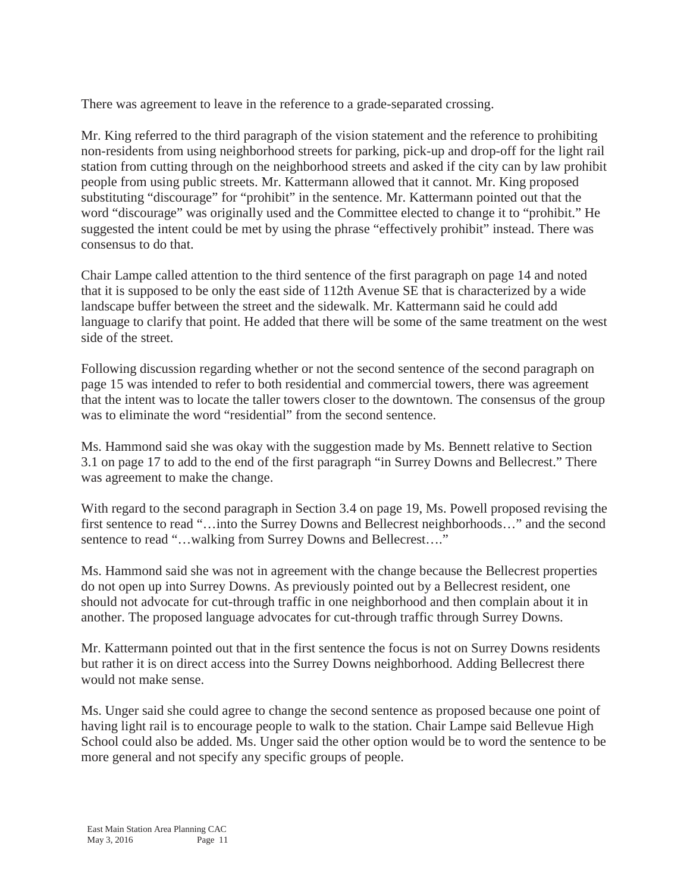There was agreement to leave in the reference to a grade-separated crossing.

Mr. King referred to the third paragraph of the vision statement and the reference to prohibiting non-residents from using neighborhood streets for parking, pick-up and drop-off for the light rail station from cutting through on the neighborhood streets and asked if the city can by law prohibit people from using public streets. Mr. Kattermann allowed that it cannot. Mr. King proposed substituting "discourage" for "prohibit" in the sentence. Mr. Kattermann pointed out that the word "discourage" was originally used and the Committee elected to change it to "prohibit." He suggested the intent could be met by using the phrase "effectively prohibit" instead. There was consensus to do that.

Chair Lampe called attention to the third sentence of the first paragraph on page 14 and noted that it is supposed to be only the east side of 112th Avenue SE that is characterized by a wide landscape buffer between the street and the sidewalk. Mr. Kattermann said he could add language to clarify that point. He added that there will be some of the same treatment on the west side of the street.

Following discussion regarding whether or not the second sentence of the second paragraph on page 15 was intended to refer to both residential and commercial towers, there was agreement that the intent was to locate the taller towers closer to the downtown. The consensus of the group was to eliminate the word "residential" from the second sentence.

Ms. Hammond said she was okay with the suggestion made by Ms. Bennett relative to Section 3.1 on page 17 to add to the end of the first paragraph "in Surrey Downs and Bellecrest." There was agreement to make the change.

With regard to the second paragraph in Section 3.4 on page 19, Ms. Powell proposed revising the first sentence to read "…into the Surrey Downs and Bellecrest neighborhoods…" and the second sentence to read "…walking from Surrey Downs and Bellecrest…."

Ms. Hammond said she was not in agreement with the change because the Bellecrest properties do not open up into Surrey Downs. As previously pointed out by a Bellecrest resident, one should not advocate for cut-through traffic in one neighborhood and then complain about it in another. The proposed language advocates for cut-through traffic through Surrey Downs.

Mr. Kattermann pointed out that in the first sentence the focus is not on Surrey Downs residents but rather it is on direct access into the Surrey Downs neighborhood. Adding Bellecrest there would not make sense.

Ms. Unger said she could agree to change the second sentence as proposed because one point of having light rail is to encourage people to walk to the station. Chair Lampe said Bellevue High School could also be added. Ms. Unger said the other option would be to word the sentence to be more general and not specify any specific groups of people.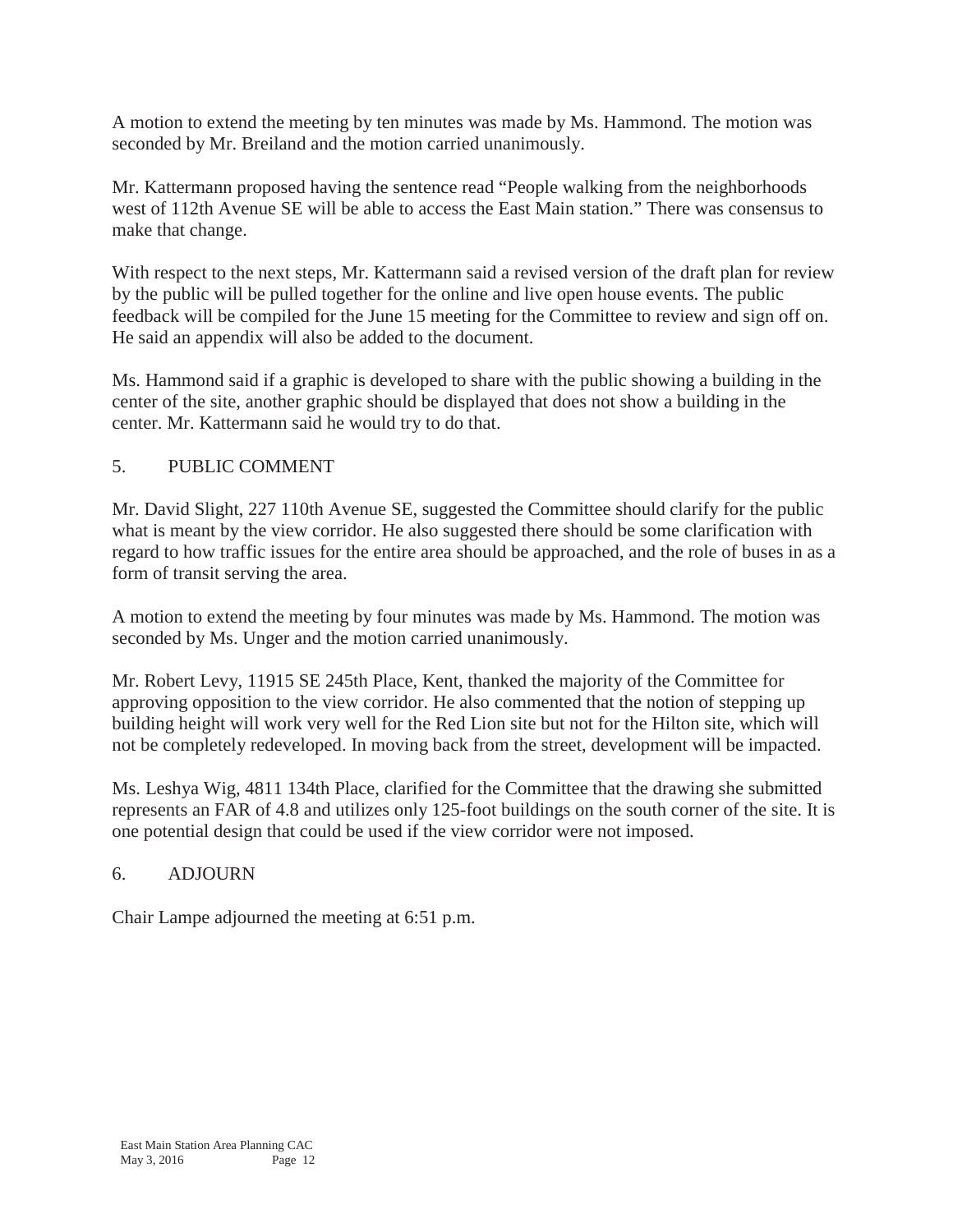A motion to extend the meeting by ten minutes was made by Ms. Hammond. The motion was seconded by Mr. Breiland and the motion carried unanimously.

Mr. Kattermann proposed having the sentence read "People walking from the neighborhoods west of 112th Avenue SE will be able to access the East Main station." There was consensus to make that change.

With respect to the next steps, Mr. Kattermann said a revised version of the draft plan for review by the public will be pulled together for the online and live open house events. The public feedback will be compiled for the June 15 meeting for the Committee to review and sign off on. He said an appendix will also be added to the document.

Ms. Hammond said if a graphic is developed to share with the public showing a building in the center of the site, another graphic should be displayed that does not show a building in the center. Mr. Kattermann said he would try to do that.

## 5. PUBLIC COMMENT

Mr. David Slight, 227 110th Avenue SE, suggested the Committee should clarify for the public what is meant by the view corridor. He also suggested there should be some clarification with regard to how traffic issues for the entire area should be approached, and the role of buses in as a form of transit serving the area.

A motion to extend the meeting by four minutes was made by Ms. Hammond. The motion was seconded by Ms. Unger and the motion carried unanimously.

Mr. Robert Levy, 11915 SE 245th Place, Kent, thanked the majority of the Committee for approving opposition to the view corridor. He also commented that the notion of stepping up building height will work very well for the Red Lion site but not for the Hilton site, which will not be completely redeveloped. In moving back from the street, development will be impacted.

Ms. Leshya Wig, 4811 134th Place, clarified for the Committee that the drawing she submitted represents an FAR of 4.8 and utilizes only 125-foot buildings on the south corner of the site. It is one potential design that could be used if the view corridor were not imposed.

## 6. ADJOURN

Chair Lampe adjourned the meeting at 6:51 p.m.